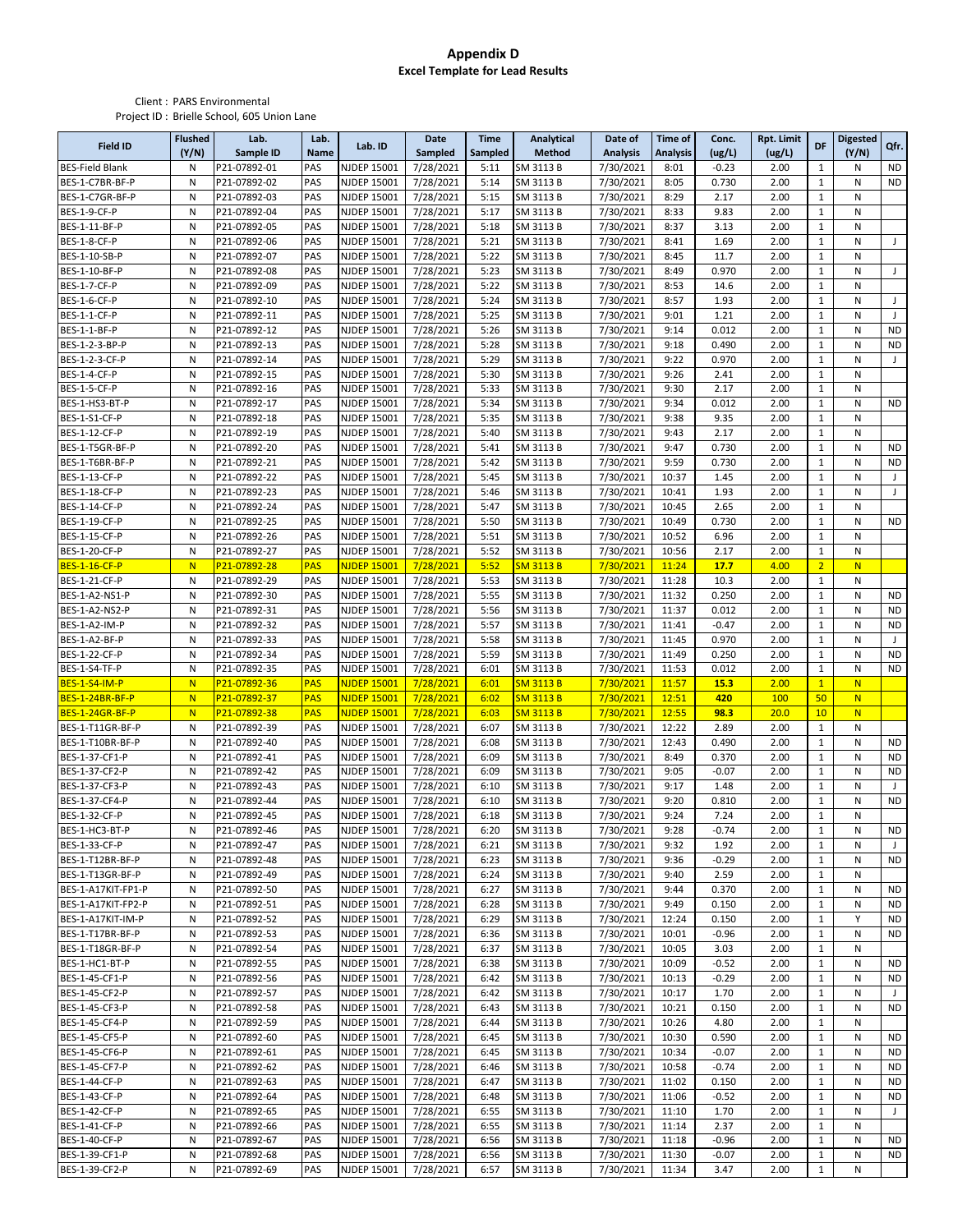# Appendix D

## Excel Template for Lead Results

Client : PARS Environmental

Project ID : Brielle School, 605 Union Lane

| Field ID | Flushed (Y/N) | Lab. Sample ID | Lab. Name | Lab. ID | Date Sampled | Time Sampled | Analytical Method | Date of Analysis | Time of Analysis | Conc. (ug/L) | Rpt. Limit (ug/L) | DF | Digested (Y/N) | Qfr. |
|---|---|---|---|---|---|---|---|---|---|---|---|---|---|---|
| BES-Field Blank | N | P21-07892-01 | PAS | NJDEP 15001 | 7/28/2021 | 5:11 | SM 3113 B | 7/30/2021 | 8:01 | -0.23 | 2.00 | 1 | N | ND |
| BES-1-C7BR-BF-P | N | P21-07892-02 | PAS | NJDEP 15001 | 7/28/2021 | 5:14 | SM 3113 B | 7/30/2021 | 8:05 | 0.730 | 2.00 | 1 | N | ND |
| BES-1-C7GR-BF-P | N | P21-07892-03 | PAS | NJDEP 15001 | 7/28/2021 | 5:15 | SM 3113 B | 7/30/2021 | 8:29 | 2.17 | 2.00 | 1 | N | |
| BES-1-9-CF-P | N | P21-07892-04 | PAS | NJDEP 15001 | 7/28/2021 | 5:17 | SM 3113 B | 7/30/2021 | 8:33 | 9.83 | 2.00 | 1 | N | |
| BES-1-11-BF-P | N | P21-07892-05 | PAS | NJDEP 15001 | 7/28/2021 | 5:18 | SM 3113 B | 7/30/2021 | 8:37 | 3.13 | 2.00 | 1 | N | |
| BES-1-8-CF-P | N | P21-07892-06 | PAS | NJDEP 15001 | 7/28/2021 | 5:21 | SM 3113 B | 7/30/2021 | 8:41 | 1.69 | 2.00 | 1 | N | J |
| BES-1-10-SB-P | N | P21-07892-07 | PAS | NJDEP 15001 | 7/28/2021 | 5:22 | SM 3113 B | 7/30/2021 | 8:45 | 11.7 | 2.00 | 1 | N | |
| BES-1-10-BF-P | N | P21-07892-08 | PAS | NJDEP 15001 | 7/28/2021 | 5:23 | SM 3113 B | 7/30/2021 | 8:49 | 0.970 | 2.00 | 1 | N | J |
| BES-1-7-CF-P | N | P21-07892-09 | PAS | NJDEP 15001 | 7/28/2021 | 5:22 | SM 3113 B | 7/30/2021 | 8:53 | 14.6 | 2.00 | 1 | N | |
| BES-1-6-CF-P | N | P21-07892-10 | PAS | NJDEP 15001 | 7/28/2021 | 5:24 | SM 3113 B | 7/30/2021 | 8:57 | 1.93 | 2.00 | 1 | N | J |
| BES-1-1-CF-P | N | P21-07892-11 | PAS | NJDEP 15001 | 7/28/2021 | 5:25 | SM 3113 B | 7/30/2021 | 9:01 | 1.21 | 2.00 | 1 | N | J |
| BES-1-1-BF-P | N | P21-07892-12 | PAS | NJDEP 15001 | 7/28/2021 | 5:26 | SM 3113 B | 7/30/2021 | 9:14 | 0.012 | 2.00 | 1 | N | ND |
| BES-1-2-3-BP-P | N | P21-07892-13 | PAS | NJDEP 15001 | 7/28/2021 | 5:28 | SM 3113 B | 7/30/2021 | 9:18 | 0.490 | 2.00 | 1 | N | ND |
| BES-1-2-3-CF-P | N | P21-07892-14 | PAS | NJDEP 15001 | 7/28/2021 | 5:29 | SM 3113 B | 7/30/2021 | 9:22 | 0.970 | 2.00 | 1 | N | J |
| BES-1-4-CF-P | N | P21-07892-15 | PAS | NJDEP 15001 | 7/28/2021 | 5:30 | SM 3113 B | 7/30/2021 | 9:26 | 2.41 | 2.00 | 1 | N | |
| BES-1-5-CF-P | N | P21-07892-16 | PAS | NJDEP 15001 | 7/28/2021 | 5:33 | SM 3113 B | 7/30/2021 | 9:30 | 2.17 | 2.00 | 1 | N | |
| BES-1-HS3-BT-P | N | P21-07892-17 | PAS | NJDEP 15001 | 7/28/2021 | 5:34 | SM 3113 B | 7/30/2021 | 9:34 | 0.012 | 2.00 | 1 | N | ND |
| BES-1-S1-CF-P | N | P21-07892-18 | PAS | NJDEP 15001 | 7/28/2021 | 5:35 | SM 3113 B | 7/30/2021 | 9:38 | 9.35 | 2.00 | 1 | N | |
| BES-1-12-CF-P | N | P21-07892-19 | PAS | NJDEP 15001 | 7/28/2021 | 5:40 | SM 3113 B | 7/30/2021 | 9:43 | 2.17 | 2.00 | 1 | N | |
| BES-1-T5GR-BF-P | N | P21-07892-20 | PAS | NJDEP 15001 | 7/28/2021 | 5:41 | SM 3113 B | 7/30/2021 | 9:47 | 0.730 | 2.00 | 1 | N | ND |
| BES-1-T6BR-BF-P | N | P21-07892-21 | PAS | NJDEP 15001 | 7/28/2021 | 5:42 | SM 3113 B | 7/30/2021 | 9:59 | 0.730 | 2.00 | 1 | N | ND |
| BES-1-13-CF-P | N | P21-07892-22 | PAS | NJDEP 15001 | 7/28/2021 | 5:45 | SM 3113 B | 7/30/2021 | 10:37 | 1.45 | 2.00 | 1 | N | J |
| BES-1-18-CF-P | N | P21-07892-23 | PAS | NJDEP 15001 | 7/28/2021 | 5:46 | SM 3113 B | 7/30/2021 | 10:41 | 1.93 | 2.00 | 1 | N | J |
| BES-1-14-CF-P | N | P21-07892-24 | PAS | NJDEP 15001 | 7/28/2021 | 5:47 | SM 3113 B | 7/30/2021 | 10:45 | 2.65 | 2.00 | 1 | N | |
| BES-1-19-CF-P | N | P21-07892-25 | PAS | NJDEP 15001 | 7/28/2021 | 5:50 | SM 3113 B | 7/30/2021 | 10:49 | 0.730 | 2.00 | 1 | N | ND |
| BES-1-15-CF-P | N | P21-07892-26 | PAS | NJDEP 15001 | 7/28/2021 | 5:51 | SM 3113 B | 7/30/2021 | 10:52 | 6.96 | 2.00 | 1 | N | |
| BES-1-20-CF-P | N | P21-07892-27 | PAS | NJDEP 15001 | 7/28/2021 | 5:52 | SM 3113 B | 7/30/2021 | 10:56 | 2.17 | 2.00 | 1 | N | |
| BES-1-16-CF-P | N | P21-07892-28 | PAS | NJDEP 15001 | 7/28/2021 | 5:52 | SM 3113 B | 7/30/2021 | 11:24 | **17.7** | 4.00 | 2 | N | |
| BES-1-21-CF-P | N | P21-07892-29 | PAS | NJDEP 15001 | 7/28/2021 | 5:53 | SM 3113 B | 7/30/2021 | 11:28 | 10.3 | 2.00 | 1 | N | |
| BES-1-A2-NS1-P | N | P21-07892-30 | PAS | NJDEP 15001 | 7/28/2021 | 5:55 | SM 3113 B | 7/30/2021 | 11:32 | 0.250 | 2.00 | 1 | N | ND |
| BES-1-A2-NS2-P | N | P21-07892-31 | PAS | NJDEP 15001 | 7/28/2021 | 5:56 | SM 3113 B | 7/30/2021 | 11:37 | 0.012 | 2.00 | 1 | N | ND |
| BES-1-A2-IM-P | N | P21-07892-32 | PAS | NJDEP 15001 | 7/28/2021 | 5:57 | SM 3113 B | 7/30/2021 | 11:41 | -0.47 | 2.00 | 1 | N | ND |
| BES-1-A2-BF-P | N | P21-07892-33 | PAS | NJDEP 15001 | 7/28/2021 | 5:58 | SM 3113 B | 7/30/2021 | 11:45 | 0.970 | 2.00 | 1 | N | J |
| BES-1-22-CF-P | N | P21-07892-34 | PAS | NJDEP 15001 | 7/28/2021 | 5:59 | SM 3113 B | 7/30/2021 | 11:49 | 0.250 | 2.00 | 1 | N | ND |
| BES-1-S4-TF-P | N | P21-07892-35 | PAS | NJDEP 15001 | 7/28/2021 | 6:01 | SM 3113 B | 7/30/2021 | 11:53 | 0.012 | 2.00 | 1 | N | ND |
| BES-1-S4-IM-P | N | P21-07892-36 | PAS | NJDEP 15001 | 7/28/2021 | 6:01 | SM 3113 B | 7/30/2021 | 11:57 | **15.3** | 2.00 | 1 | N | |
| BES-1-24BR-BF-P | N | P21-07892-37 | PAS | NJDEP 15001 | 7/28/2021 | 6:02 | SM 3113 B | 7/30/2021 | 12:51 | **420** | 100 | 50 | N | |
| BES-1-24GR-BF-P | N | P21-07892-38 | PAS | NJDEP 15001 | 7/28/2021 | 6:03 | SM 3113 B | 7/30/2021 | 12:55 | **98.3** | 20.0 | 10 | N | |
| BES-1-T11GR-BF-P | N | P21-07892-39 | PAS | NJDEP 15001 | 7/28/2021 | 6:07 | SM 3113 B | 7/30/2021 | 12:22 | 2.89 | 2.00 | 1 | N | |
| BES-1-T10BR-BF-P | N | P21-07892-40 | PAS | NJDEP 15001 | 7/28/2021 | 6:08 | SM 3113 B | 7/30/2021 | 12:43 | 0.490 | 2.00 | 1 | N | ND |
| BES-1-37-CF1-P | N | P21-07892-41 | PAS | NJDEP 15001 | 7/28/2021 | 6:09 | SM 3113 B | 7/30/2021 | 8:49 | 0.370 | 2.00 | 1 | N | ND |
| BES-1-37-CF2-P | N | P21-07892-42 | PAS | NJDEP 15001 | 7/28/2021 | 6:09 | SM 3113 B | 7/30/2021 | 9:05 | -0.07 | 2.00 | 1 | N | ND |
| BES-1-37-CF3-P | N | P21-07892-43 | PAS | NJDEP 15001 | 7/28/2021 | 6:10 | SM 3113 B | 7/30/2021 | 9:17 | 1.48 | 2.00 | 1 | N | J |
| BES-1-37-CF4-P | N | P21-07892-44 | PAS | NJDEP 15001 | 7/28/2021 | 6:10 | SM 3113 B | 7/30/2021 | 9:20 | 0.810 | 2.00 | 1 | N | ND |
| BES-1-32-CF-P | N | P21-07892-45 | PAS | NJDEP 15001 | 7/28/2021 | 6:18 | SM 3113 B | 7/30/2021 | 9:24 | 7.24 | 2.00 | 1 | N | |
| BES-1-HC3-BT-P | N | P21-07892-46 | PAS | NJDEP 15001 | 7/28/2021 | 6:20 | SM 3113 B | 7/30/2021 | 9:28 | -0.74 | 2.00 | 1 | N | ND |
| BES-1-33-CF-P | N | P21-07892-47 | PAS | NJDEP 15001 | 7/28/2021 | 6:21 | SM 3113 B | 7/30/2021 | 9:32 | 1.92 | 2.00 | 1 | N | J |
| BES-1-T12BR-BF-P | N | P21-07892-48 | PAS | NJDEP 15001 | 7/28/2021 | 6:23 | SM 3113 B | 7/30/2021 | 9:36 | -0.29 | 2.00 | 1 | N | ND |
| BES-1-T13GR-BF-P | N | P21-07892-49 | PAS | NJDEP 15001 | 7/28/2021 | 6:24 | SM 3113 B | 7/30/2021 | 9:40 | 2.59 | 2.00 | 1 | N | |
| BES-1-A17KIT-FP1-P | N | P21-07892-50 | PAS | NJDEP 15001 | 7/28/2021 | 6:27 | SM 3113 B | 7/30/2021 | 9:44 | 0.370 | 2.00 | 1 | N | ND |
| BES-1-A17KIT-FP2-P | N | P21-07892-51 | PAS | NJDEP 15001 | 7/28/2021 | 6:28 | SM 3113 B | 7/30/2021 | 9:49 | 0.150 | 2.00 | 1 | N | ND |
| BES-1-A17KIT-IM-P | N | P21-07892-52 | PAS | NJDEP 15001 | 7/28/2021 | 6:29 | SM 3113 B | 7/30/2021 | 12:24 | 0.150 | 2.00 | 1 | Y | ND |
| BES-1-T17BR-BF-P | N | P21-07892-53 | PAS | NJDEP 15001 | 7/28/2021 | 6:36 | SM 3113 B | 7/30/2021 | 10:01 | -0.96 | 2.00 | 1 | N | ND |
| BES-1-T18GR-BF-P | N | P21-07892-54 | PAS | NJDEP 15001 | 7/28/2021 | 6:37 | SM 3113 B | 7/30/2021 | 10:05 | 3.03 | 2.00 | 1 | N | |
| BES-1-HC1-BT-P | N | P21-07892-55 | PAS | NJDEP 15001 | 7/28/2021 | 6:38 | SM 3113 B | 7/30/2021 | 10:09 | -0.52 | 2.00 | 1 | N | ND |
| BES-1-45-CF1-P | N | P21-07892-56 | PAS | NJDEP 15001 | 7/28/2021 | 6:42 | SM 3113 B | 7/30/2021 | 10:13 | -0.29 | 2.00 | 1 | N | ND |
| BES-1-45-CF2-P | N | P21-07892-57 | PAS | NJDEP 15001 | 7/28/2021 | 6:42 | SM 3113 B | 7/30/2021 | 10:17 | 1.70 | 2.00 | 1 | N | J |
| BES-1-45-CF3-P | N | P21-07892-58 | PAS | NJDEP 15001 | 7/28/2021 | 6:43 | SM 3113 B | 7/30/2021 | 10:21 | 0.150 | 2.00 | 1 | N | ND |
| BES-1-45-CF4-P | N | P21-07892-59 | PAS | NJDEP 15001 | 7/28/2021 | 6:44 | SM 3113 B | 7/30/2021 | 10:26 | 4.80 | 2.00 | 1 | N | |
| BES-1-45-CF5-P | N | P21-07892-60 | PAS | NJDEP 15001 | 7/28/2021 | 6:45 | SM 3113 B | 7/30/2021 | 10:30 | 0.590 | 2.00 | 1 | N | ND |
| BES-1-45-CF6-P | N | P21-07892-61 | PAS | NJDEP 15001 | 7/28/2021 | 6:45 | SM 3113 B | 7/30/2021 | 10:34 | -0.07 | 2.00 | 1 | N | ND |
| BES-1-45-CF7-P | N | P21-07892-62 | PAS | NJDEP 15001 | 7/28/2021 | 6:46 | SM 3113 B | 7/30/2021 | 10:58 | -0.74 | 2.00 | 1 | N | ND |
| BES-1-44-CF-P | N | P21-07892-63 | PAS | NJDEP 15001 | 7/28/2021 | 6:47 | SM 3113 B | 7/30/2021 | 11:02 | 0.150 | 2.00 | 1 | N | ND |
| BES-1-43-CF-P | N | P21-07892-64 | PAS | NJDEP 15001 | 7/28/2021 | 6:48 | SM 3113 B | 7/30/2021 | 11:06 | -0.52 | 2.00 | 1 | N | ND |
| BES-1-42-CF-P | N | P21-07892-65 | PAS | NJDEP 15001 | 7/28/2021 | 6:55 | SM 3113 B | 7/30/2021 | 11:10 | 1.70 | 2.00 | 1 | N | J |
| BES-1-41-CF-P | N | P21-07892-66 | PAS | NJDEP 15001 | 7/28/2021 | 6:55 | SM 3113 B | 7/30/2021 | 11:14 | 2.37 | 2.00 | 1 | N | |
| BES-1-40-CF-P | N | P21-07892-67 | PAS | NJDEP 15001 | 7/28/2021 | 6:56 | SM 3113 B | 7/30/2021 | 11:18 | -0.96 | 2.00 | 1 | N | ND |
| BES-1-39-CF1-P | N | P21-07892-68 | PAS | NJDEP 15001 | 7/28/2021 | 6:56 | SM 3113 B | 7/30/2021 | 11:30 | -0.07 | 2.00 | 1 | N | ND |
| BES-1-39-CF2-P | N | P21-07892-69 | PAS | NJDEP 15001 | 7/28/2021 | 6:57 | SM 3113 B | 7/30/2021 | 11:34 | 3.47 | 2.00 | 1 | N | |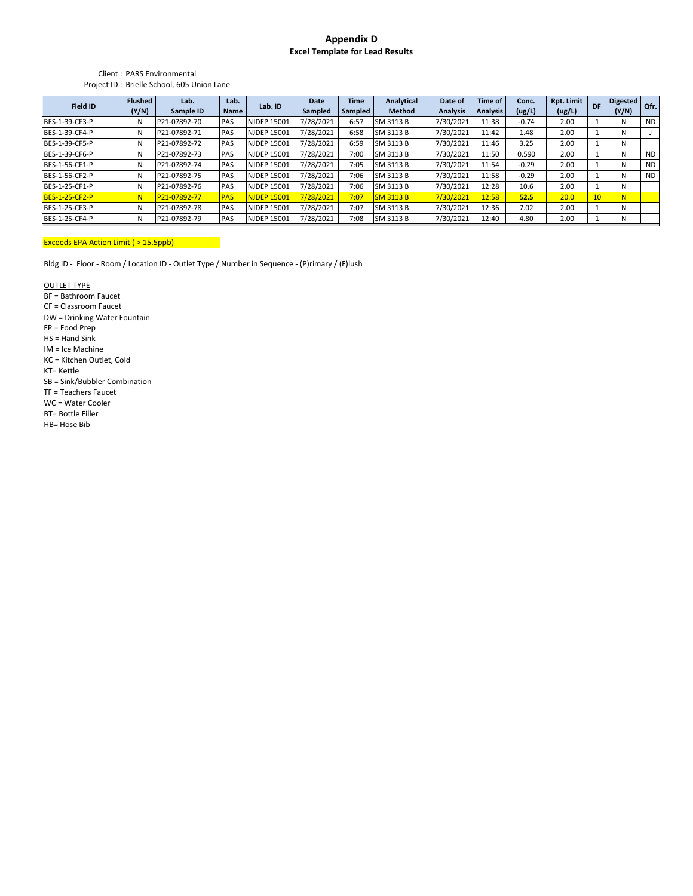# Appendix D
## Excel Template for Lead Results

Client : PARS Environmental
Project ID : Brielle School, 605 Union Lane

| Field ID | Flushed (Y/N) | Lab. Sample ID | Lab. Name | Lab. ID | Date Sampled | Time Sampled | Analytical Method | Date of Analysis | Time of Analysis | Conc. (ug/L) | Rpt. Limit (ug/L) | DF | Digested (Y/N) | Qfr. |
|---|---|---|---|---|---|---|---|---|---|---|---|---|---|---|
| BES-1-39-CF3-P | N | P21-07892-70 | PAS | NJDEP 15001 | 7/28/2021 | 6:57 | SM 3113 B | 7/30/2021 | 11:38 | -0.74 | 2.00 | 1 | N | ND |
| BES-1-39-CF4-P | N | P21-07892-71 | PAS | NJDEP 15001 | 7/28/2021 | 6:58 | SM 3113 B | 7/30/2021 | 11:42 | 1.48 | 2.00 | 1 | N | J |
| BES-1-39-CF5-P | N | P21-07892-72 | PAS | NJDEP 15001 | 7/28/2021 | 6:59 | SM 3113 B | 7/30/2021 | 11:46 | 3.25 | 2.00 | 1 | N | |
| BES-1-39-CF6-P | N | P21-07892-73 | PAS | NJDEP 15001 | 7/28/2021 | 7:00 | SM 3113 B | 7/30/2021 | 11:50 | 0.590 | 2.00 | 1 | N | ND |
| BES-1-56-CF1-P | N | P21-07892-74 | PAS | NJDEP 15001 | 7/28/2021 | 7:05 | SM 3113 B | 7/30/2021 | 11:54 | -0.29 | 2.00 | 1 | N | ND |
| BES-1-56-CF2-P | N | P21-07892-75 | PAS | NJDEP 15001 | 7/28/2021 | 7:06 | SM 3113 B | 7/30/2021 | 11:58 | -0.29 | 2.00 | 1 | N | ND |
| BES-1-25-CF1-P | N | P21-07892-76 | PAS | NJDEP 15001 | 7/28/2021 | 7:06 | SM 3113 B | 7/30/2021 | 12:28 | 10.6 | 2.00 | 1 | N | |
| BES-1-25-CF2-P | N | P21-07892-77 | PAS | NJDEP 15001 | 7/28/2021 | 7:07 | SM 3113 B | 7/30/2021 | 12:58 | **52.5** | 20.0 | 10 | N | |
| BES-1-25-CF3-P | N | P21-07892-78 | PAS | NJDEP 15001 | 7/28/2021 | 7:07 | SM 3113 B | 7/30/2021 | 12:36 | 7.02 | 2.00 | 1 | N | |
| BES-1-25-CF4-P | N | P21-07892-79 | PAS | NJDEP 15001 | 7/28/2021 | 7:08 | SM 3113 B | 7/30/2021 | 12:40 | 4.80 | 2.00 | 1 | N | |

Exceeds EPA Action Limit ( > 15.5ppb)

Bldg ID - Floor - Room / Location ID - Outlet Type / Number in Sequence - (P)rimary / (F)lush

OUTLET TYPE
BF = Bathroom Faucet
CF = Classroom Faucet
DW = Drinking Water Fountain
FP = Food Prep
HS = Hand Sink
IM = Ice Machine
KC = Kitchen Outlet, Cold
KT= Kettle
SB = Sink/Bubbler Combination
TF = Teachers Faucet
WC = Water Cooler
BT= Bottle Filler
HB= Hose Bib